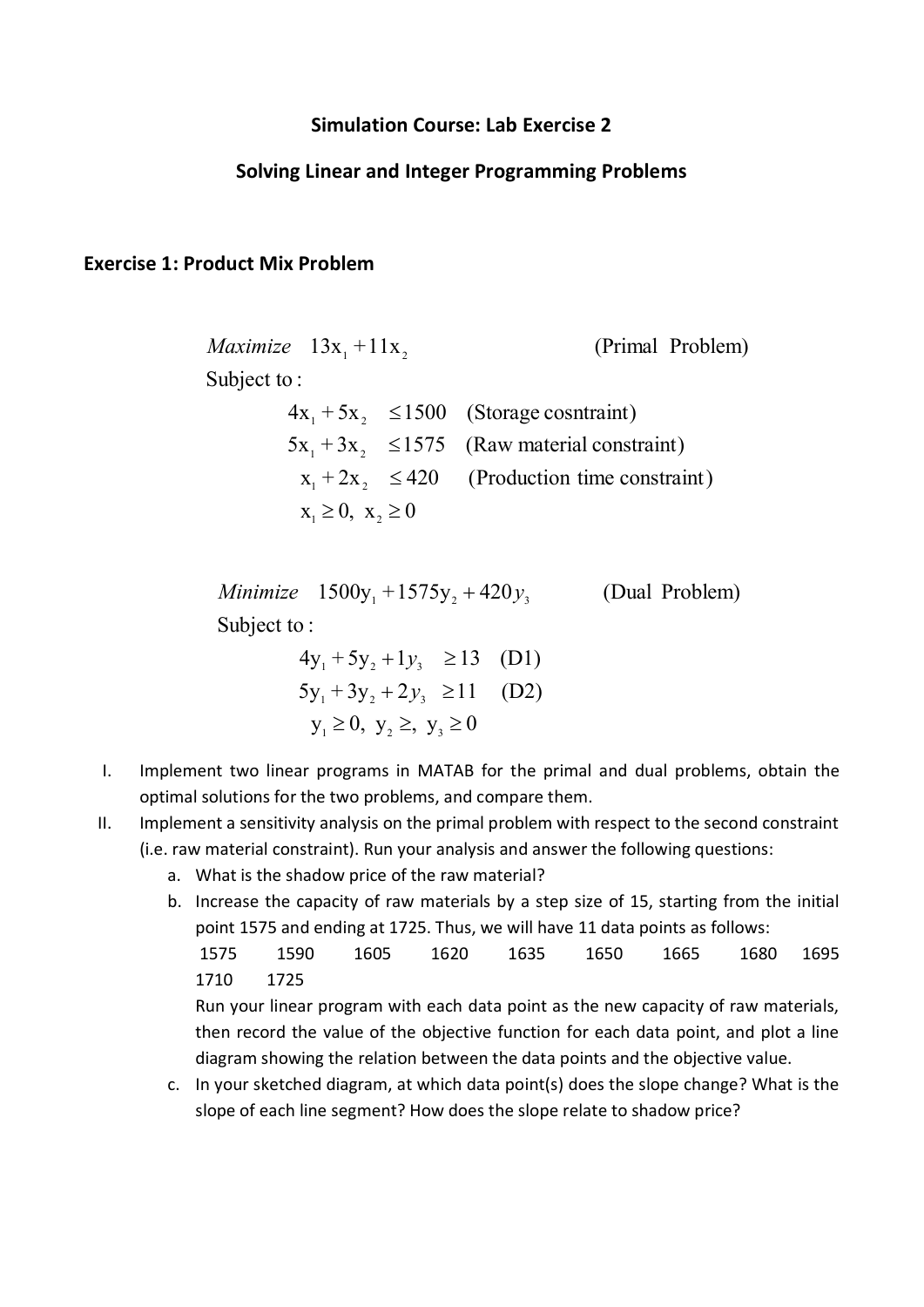**Simulation Course: Lab Exercise 2**

**Solving Linear and Integer Programming Problems**

## Exercise 1: Product Mix Problem

$$
\begin{aligned}
&\textit{Maximize} \quad 13x_1 + 11x_2 && \text{(Primal Problem)} \\
&\text{Subject to:} \\
&\qquad 4x_1 + 5x_2 \le 1500 && \text{(Storage cosntraint)} \\
&\qquad 5x_1 + 3x_2 \le 1575 && \text{(Raw material constraint)} \\
&\qquad x_1 + 2x_2 \le 420 && \text{(Production time constraint)} \\
&\qquad x_1 \ge 0, \; x_2 \ge 0
\end{aligned}
$$

$$
\begin{aligned}
&\textit{Minimize} \quad 1500y_1 + 1575y_2 + 420y_3 && \text{(Dual Problem)} \\
&\text{Subject to:} \\
&\qquad 4y_1 + 5y_2 + 1y_3 \ge 13 && \text{(D1)} \\
&\qquad 5y_1 + 3y_2 + 2y_3 \ge 11 && \text{(D2)} \\
&\qquad y_1 \ge 0, \; y_2 \ge, \; y_3 \ge 0
\end{aligned}
$$

I. Implement two linear programs in MATAB for the primal and dual problems, obtain the optimal solutions for the two problems, and compare them.

II. Implement a sensitivity analysis on the primal problem with respect to the second constraint (i.e. raw material constraint). Run your analysis and answer the following questions:

   a. What is the shadow price of the raw material?

   b. Increase the capacity of raw materials by a step size of 15, starting from the initial point 1575 and ending at 1725. Thus, we will have 11 data points as follows:

      1575 1590 1605 1620 1635 1650 1665 1680 1695 1710 1725

      Run your linear program with each data point as the new capacity of raw materials, then record the value of the objective function for each data point, and plot a line diagram showing the relation between the data points and the objective value.

   c. In your sketched diagram, at which data point(s) does the slope change? What is the slope of each line segment? How does the slope relate to shadow price?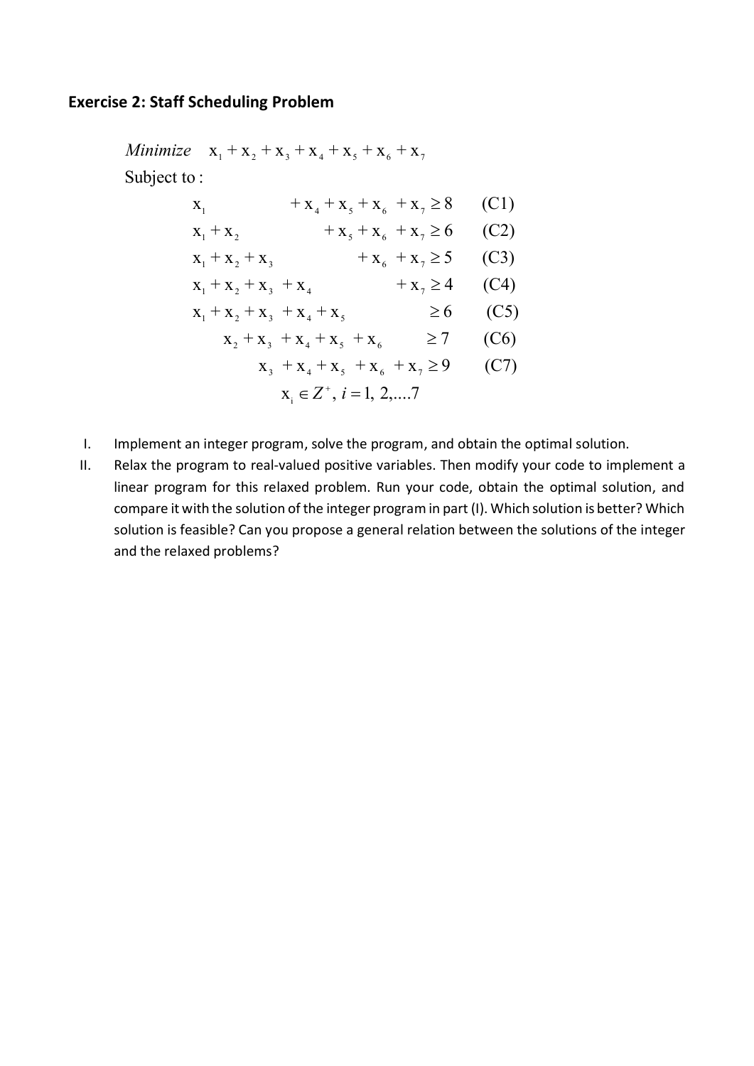**Exercise 2: Staff Scheduling Problem**

$$
\begin{aligned}
&\textit{Minimize} \quad x_1 + x_2 + x_3 + x_4 + x_5 + x_6 + x_7 \\
&\text{Subject to :} \\
&x_1 + x_4 + x_5 + x_6 + x_7 \geq 8 \qquad \text{(C1)} \\
&x_1 + x_2 + x_5 + x_6 + x_7 \geq 6 \qquad \text{(C2)} \\
&x_1 + x_2 + x_3 + x_6 + x_7 \geq 5 \qquad \text{(C3)} \\
&x_1 + x_2 + x_3 + x_4 + x_7 \geq 4 \qquad \text{(C4)} \\
&x_1 + x_2 + x_3 + x_4 + x_5 \geq 6 \qquad \text{(C5)} \\
&x_2 + x_3 + x_4 + x_5 + x_6 \geq 7 \qquad \text{(C6)} \\
&x_3 + x_4 + x_5 + x_6 + x_7 \geq 9 \qquad \text{(C7)} \\
&x_i \in Z^+, \; i = 1, 2, \ldots 7
\end{aligned}
$$

I. Implement an integer program, solve the program, and obtain the optimal solution.

II. Relax the program to real-valued positive variables. Then modify your code to implement a linear program for this relaxed problem. Run your code, obtain the optimal solution, and compare it with the solution of the integer program in part (I). Which solution is better? Which solution is feasible? Can you propose a general relation between the solutions of the integer and the relaxed problems?